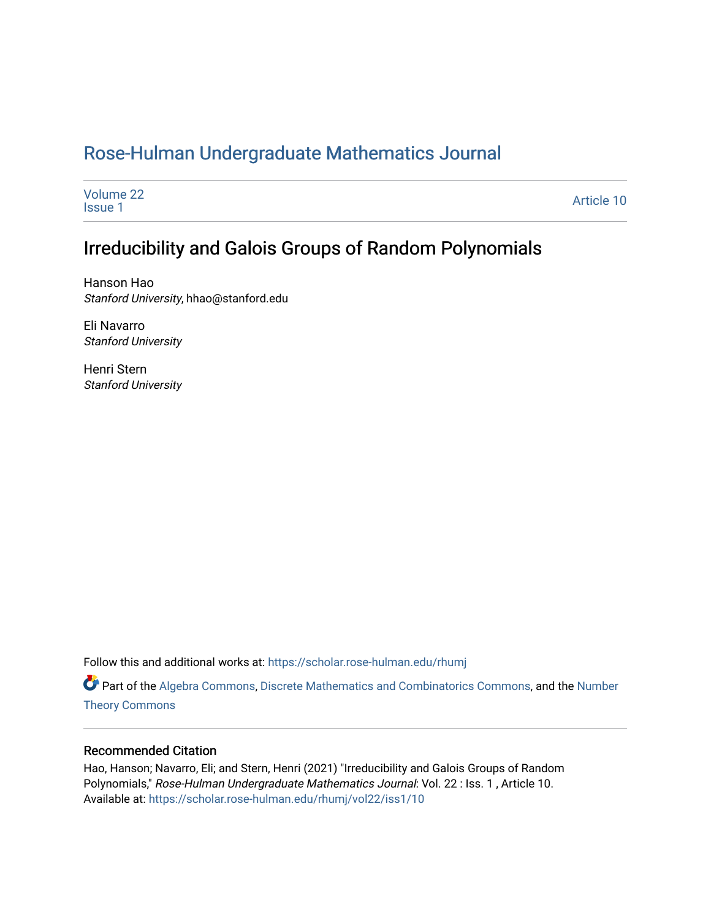# Rose-Hulman Undergraduate Mathematics Journal

Volume 22
Issue 1

Article 10

## Irreducibility and Galois Groups of Random Polynomials

Hanson Hao
*Stanford University*, hhao@stanford.edu

Eli Navarro
*Stanford University*

Henri Stern
*Stanford University*

Follow this and additional works at: https://scholar.rose-hulman.edu/rhumj

Part of the Algebra Commons, Discrete Mathematics and Combinatorics Commons, and the Number Theory Commons

### Recommended Citation

Hao, Hanson; Navarro, Eli; and Stern, Henri (2021) "Irreducibility and Galois Groups of Random Polynomials," *Rose-Hulman Undergraduate Mathematics Journal*: Vol. 22 : Iss. 1 , Article 10.
Available at: https://scholar.rose-hulman.edu/rhumj/vol22/iss1/10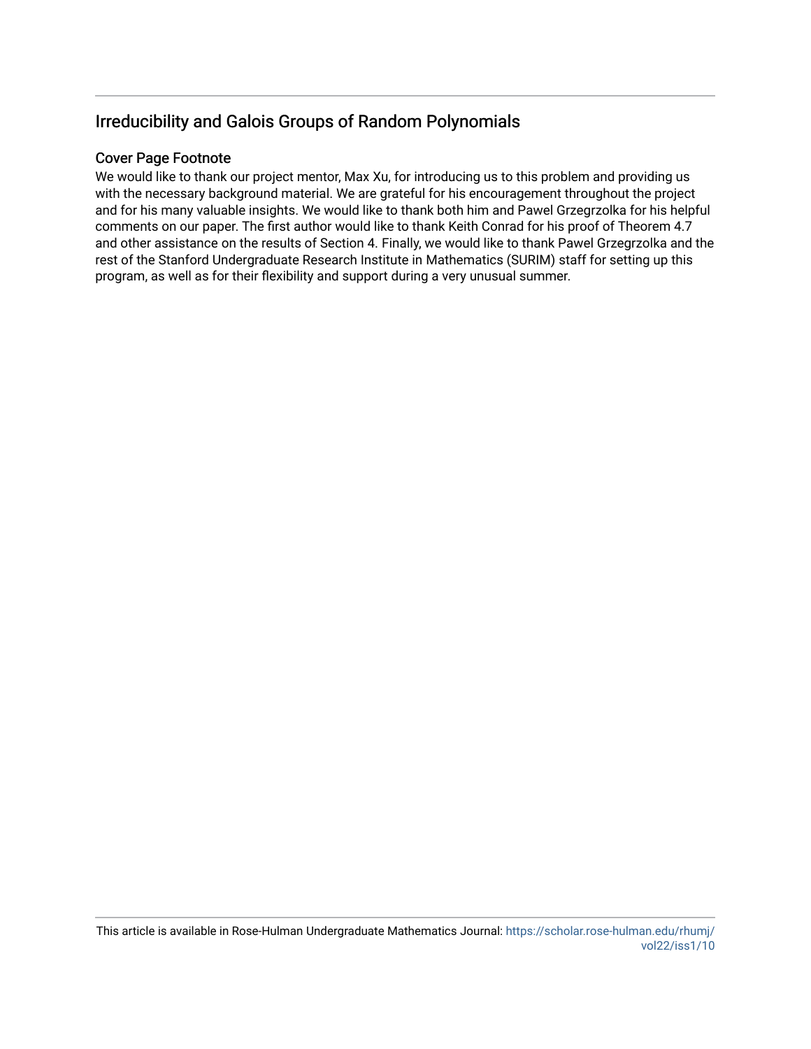## Irreducibility and Galois Groups of Random Polynomials

### Cover Page Footnote

We would like to thank our project mentor, Max Xu, for introducing us to this problem and providing us with the necessary background material. We are grateful for his encouragement throughout the project and for his many valuable insights. We would like to thank both him and Pawel Grzegrzolka for his helpful comments on our paper. The first author would like to thank Keith Conrad for his proof of Theorem 4.7 and other assistance on the results of Section 4. Finally, we would like to thank Pawel Grzegrzolka and the rest of the Stanford Undergraduate Research Institute in Mathematics (SURIM) staff for setting up this program, as well as for their flexibility and support during a very unusual summer.

This article is available in Rose-Hulman Undergraduate Mathematics Journal: https://scholar.rose-hulman.edu/rhumj/vol22/iss1/10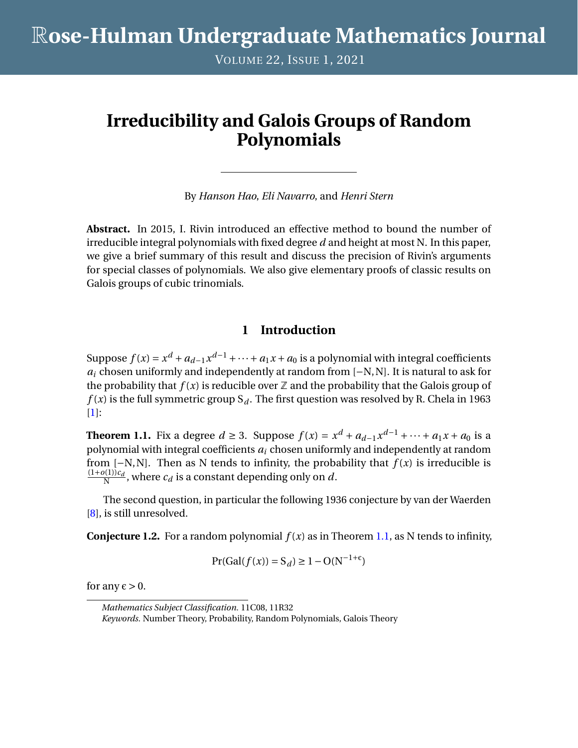# Irreducibility and Galois Groups of Random Polynomials

By *Hanson Hao*, *Eli Navarro*, and *Henri Stern*

**Abstract.** In 2015, I. Rivin introduced an effective method to bound the number of irreducible integral polynomials with fixed degree $d$ and height at most N. In this paper, we give a brief summary of this result and discuss the precision of Rivin's arguments for special classes of polynomials. We also give elementary proofs of classic results on Galois groups of cubic trinomials.

## 1 Introduction

Suppose $f(x) = x^d + a_{d-1}x^{d-1} + \cdots + a_1 x + a_0$ is a polynomial with integral coefficients $a_i$ chosen uniformly and independently at random from $[-N, N]$. It is natural to ask for the probability that $f(x)$ is reducible over $\mathbb{Z}$ and the probability that the Galois group of $f(x)$ is the full symmetric group $S_d$. The first question was resolved by R. Chela in 1963 [1]:

**Theorem 1.1.** Fix a degree $d \geq 3$. Suppose $f(x) = x^d + a_{d-1}x^{d-1} + \cdots + a_1 x + a_0$ is a polynomial with integral coefficients $a_i$ chosen uniformly and independently at random from $[-N, N]$. Then as N tends to infinity, the probability that $f(x)$ is irreducible is $\frac{(1+o(1))c_d}{N}$, where $c_d$ is a constant depending only on $d$.

The second question, in particular the following 1936 conjecture by van der Waerden [8], is still unresolved.

**Conjecture 1.2.** For a random polynomial $f(x)$ as in Theorem 1.1, as N tends to infinity,

$$\Pr(\mathrm{Gal}(f(x)) = S_d) \geq 1 - O(N^{-1+\epsilon})$$

for any $\epsilon > 0$.

---

*Mathematics Subject Classification.* 11C08, 11R32

*Keywords.* Number Theory, Probability, Random Polynomials, Galois Theory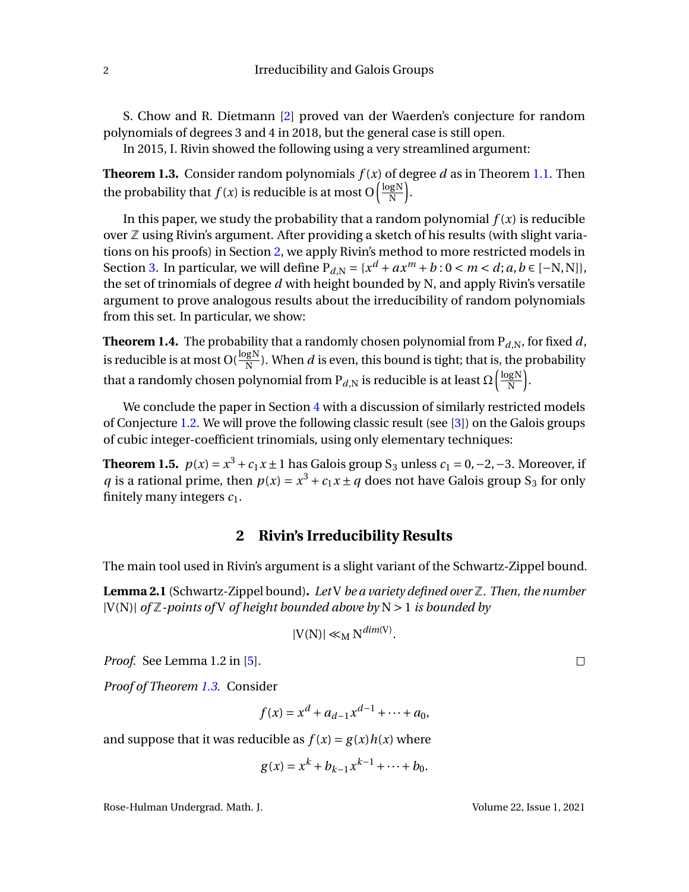S. Chow and R. Dietmann [2] proved van der Waerden's conjecture for random polynomials of degrees 3 and 4 in 2018, but the general case is still open.

In 2015, I. Rivin showed the following using a very streamlined argument:

**Theorem 1.3.** Consider random polynomials $f(x)$ of degree $d$ as in Theorem 1.1. Then the probability that $f(x)$ is reducible is at most $O\left(\frac{\log N}{N}\right)$.

In this paper, we study the probability that a random polynomial $f(x)$ is reducible over $\mathbb{Z}$ using Rivin's argument. After providing a sketch of his results (with slight variations on his proofs) in Section 2, we apply Rivin's method to more restricted models in Section 3. In particular, we will define $P_{d,N} = \{x^d + ax^m + b : 0 < m < d; a, b \in [-N, N]\}$, the set of trinomials of degree $d$ with height bounded by N, and apply Rivin's versatile argument to prove analogous results about the irreducibility of random polynomials from this set. In particular, we show:

**Theorem 1.4.** The probability that a randomly chosen polynomial from $P_{d,N}$, for fixed $d$, is reducible is at most $O(\frac{\log N}{N})$. When $d$ is even, this bound is tight; that is, the probability that a randomly chosen polynomial from $P_{d,N}$ is reducible is at least $\Omega\left(\frac{\log N}{N}\right)$.

We conclude the paper in Section 4 with a discussion of similarly restricted models of Conjecture 1.2. We will prove the following classic result (see [3]) on the Galois groups of cubic integer-coefficient trinomials, using only elementary techniques:

**Theorem 1.5.** $p(x) = x^3 + c_1 x \pm 1$ has Galois group $S_3$ unless $c_1 = 0, -2, -3$. Moreover, if $q$ is a rational prime, then $p(x) = x^3 + c_1 x \pm q$ does not have Galois group $S_3$ for only finitely many integers $c_1$.

## 2 Rivin's Irreducibility Results

The main tool used in Rivin's argument is a slight variant of the Schwartz-Zippel bound.

**Lemma 2.1** (Schwartz-Zippel bound)**.** *Let* V *be a variety defined over* $\mathbb{Z}$*. Then, the number* $|V(N)|$ *of* $\mathbb{Z}$*-points of* V *of height bounded above by* $N > 1$ *is bounded by*

$$|V(N)| \ll_M N^{dim(V)}.$$

*Proof.* See Lemma 1.2 in [5]. □

*Proof of Theorem 1.3.* Consider

$$f(x) = x^d + a_{d-1}x^{d-1} + \cdots + a_0,$$

and suppose that it was reducible as $f(x) = g(x)h(x)$ where

$$g(x) = x^k + b_{k-1}x^{k-1} + \cdots + b_0.$$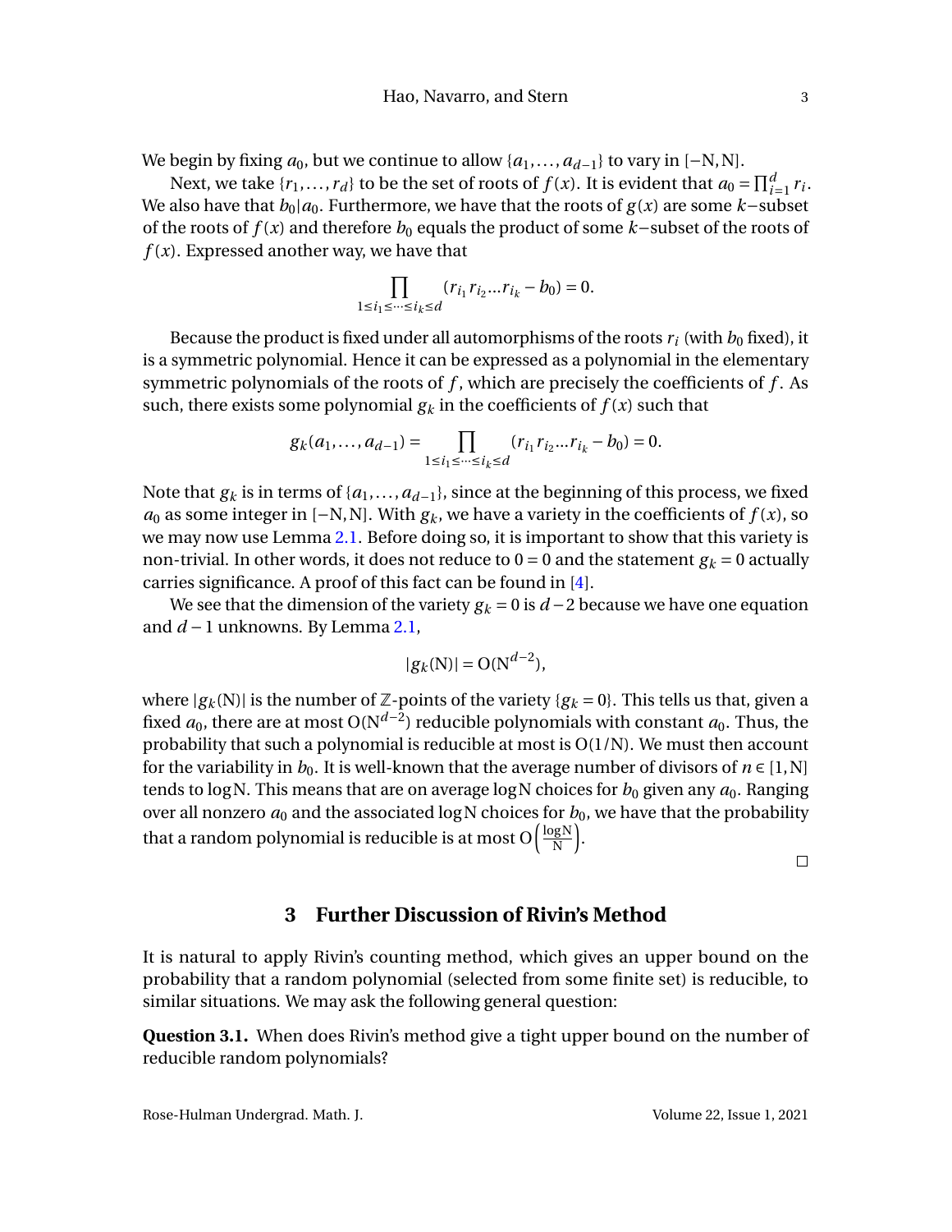We begin by fixing $a_0$, but we continue to allow $\{a_1, \ldots, a_{d-1}\}$ to vary in $[-\mathrm{N}, \mathrm{N}]$.

Next, we take $\{r_1, \ldots, r_d\}$ to be the set of roots of $f(x)$. It is evident that $a_0 = \prod_{i=1}^{d} r_i$. We also have that $b_0 | a_0$. Furthermore, we have that the roots of $g(x)$ are some $k-$subset of the roots of $f(x)$ and therefore $b_0$ equals the product of some $k-$subset of the roots of $f(x)$. Expressed another way, we have that

$$\prod_{1 \leq i_1 \leq \cdots \leq i_k \leq d} (r_{i_1} r_{i_2} \ldots r_{i_k} - b_0) = 0.$$

Because the product is fixed under all automorphisms of the roots $r_i$ (with $b_0$ fixed), it is a symmetric polynomial. Hence it can be expressed as a polynomial in the elementary symmetric polynomials of the roots of $f$, which are precisely the coefficients of $f$. As such, there exists some polynomial $g_k$ in the coefficients of $f(x)$ such that

$$g_k(a_1, \ldots, a_{d-1}) = \prod_{1 \leq i_1 \leq \cdots \leq i_k \leq d} (r_{i_1} r_{i_2} \ldots r_{i_k} - b_0) = 0.$$

Note that $g_k$ is in terms of $\{a_1, \ldots, a_{d-1}\}$, since at the beginning of this process, we fixed $a_0$ as some integer in $[-\mathrm{N}, \mathrm{N}]$. With $g_k$, we have a variety in the coefficients of $f(x)$, so we may now use Lemma 2.1. Before doing so, it is important to show that this variety is non-trivial. In other words, it does not reduce to $0 = 0$ and the statement $g_k = 0$ actually carries significance. A proof of this fact can be found in [4].

We see that the dimension of the variety $g_k = 0$ is $d-2$ because we have one equation and $d-1$ unknowns. By Lemma 2.1,

$$|g_k(\mathrm{N})| = \mathrm{O}(\mathrm{N}^{d-2}),$$

where $|g_k(\mathrm{N})|$ is the number of $\mathbb{Z}$-points of the variety $\{g_k = 0\}$. This tells us that, given a fixed $a_0$, there are at most $\mathrm{O}(\mathrm{N}^{d-2})$ reducible polynomials with constant $a_0$. Thus, the probability that such a polynomial is reducible at most is $\mathrm{O}(1/\mathrm{N})$. We must then account for the variability in $b_0$. It is well-known that the average number of divisors of $n \in [1, \mathrm{N}]$ tends to $\log \mathrm{N}$. This means that are on average $\log \mathrm{N}$ choices for $b_0$ given any $a_0$. Ranging over all nonzero $a_0$ and the associated $\log \mathrm{N}$ choices for $b_0$, we have that the probability that a random polynomial is reducible is at most $\mathrm{O}\left(\frac{\log \mathrm{N}}{\mathrm{N}}\right)$.

□

## 3 Further Discussion of Rivin's Method

It is natural to apply Rivin's counting method, which gives an upper bound on the probability that a random polynomial (selected from some finite set) is reducible, to similar situations. We may ask the following general question:

**Question 3.1.** When does Rivin's method give a tight upper bound on the number of reducible random polynomials?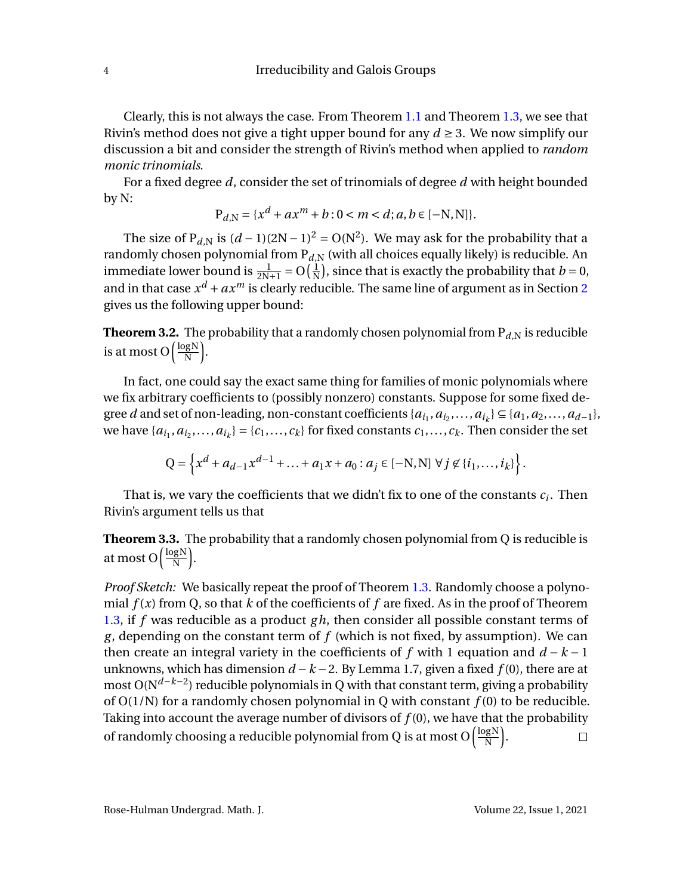Clearly, this is not always the case. From Theorem 1.1 and Theorem 1.3, we see that Rivin's method does not give a tight upper bound for any $d \geq 3$. We now simplify our discussion a bit and consider the strength of Rivin's method when applied to *random monic trinomials*.

For a fixed degree $d$, consider the set of trinomials of degree $d$ with height bounded by N:

$$\mathrm{P}_{d,\mathrm{N}} = \{x^d + ax^m + b : 0 < m < d; a, b \in [-\mathrm{N}, \mathrm{N}]\}.$$

The size of $\mathrm{P}_{d,\mathrm{N}}$ is $(d-1)(2\mathrm{N}-1)^2 = \mathrm{O}(\mathrm{N}^2)$. We may ask for the probability that a randomly chosen polynomial from $\mathrm{P}_{d,\mathrm{N}}$ (with all choices equally likely) is reducible. An immediate lower bound is $\frac{1}{2\mathrm{N}+1} = \mathrm{O}\left(\frac{1}{\mathrm{N}}\right)$, since that is exactly the probability that $b = 0$, and in that case $x^d + ax^m$ is clearly reducible. The same line of argument as in Section 2 gives us the following upper bound:

**Theorem 3.2.** The probability that a randomly chosen polynomial from $\mathrm{P}_{d,\mathrm{N}}$ is reducible is at most $\mathrm{O}\left(\frac{\log \mathrm{N}}{\mathrm{N}}\right)$.

In fact, one could say the exact same thing for families of monic polynomials where we fix arbitrary coefficients to (possibly nonzero) constants. Suppose for some fixed degree $d$ and set of non-leading, non-constant coefficients $\{a_{i_1}, a_{i_2}, \ldots, a_{i_k}\} \subseteq \{a_1, a_2, \ldots, a_{d-1}\}$, we have $\{a_{i_1}, a_{i_2}, \ldots, a_{i_k}\} = \{c_1, \ldots, c_k\}$ for fixed constants $c_1, \ldots, c_k$. Then consider the set

$$\mathrm{Q} = \left\{x^d + a_{d-1}x^{d-1} + \ldots + a_1 x + a_0 : a_j \in [-\mathrm{N}, \mathrm{N}] \ \forall j \notin \{i_1, \ldots, i_k\}\right\}.$$

That is, we vary the coefficients that we didn't fix to one of the constants $c_i$. Then Rivin's argument tells us that

**Theorem 3.3.** The probability that a randomly chosen polynomial from Q is reducible is at most $\mathrm{O}\left(\frac{\log \mathrm{N}}{\mathrm{N}}\right)$.

*Proof Sketch:* We basically repeat the proof of Theorem 1.3. Randomly choose a polynomial $f(x)$ from Q, so that $k$ of the coefficients of $f$ are fixed. As in the proof of Theorem 1.3, if $f$ was reducible as a product $gh$, then consider all possible constant terms of $g$, depending on the constant term of $f$ (which is not fixed, by assumption). We can then create an integral variety in the coefficients of $f$ with 1 equation and $d-k-1$ unknowns, which has dimension $d-k-2$. By Lemma 1.7, given a fixed $f(0)$, there are at most $\mathrm{O}(\mathrm{N}^{d-k-2})$ reducible polynomials in Q with that constant term, giving a probability of $\mathrm{O}(1/\mathrm{N})$ for a randomly chosen polynomial in Q with constant $f(0)$ to be reducible. Taking into account the average number of divisors of $f(0)$, we have that the probability of randomly choosing a reducible polynomial from Q is at most $\mathrm{O}\left(\frac{\log \mathrm{N}}{\mathrm{N}}\right)$. □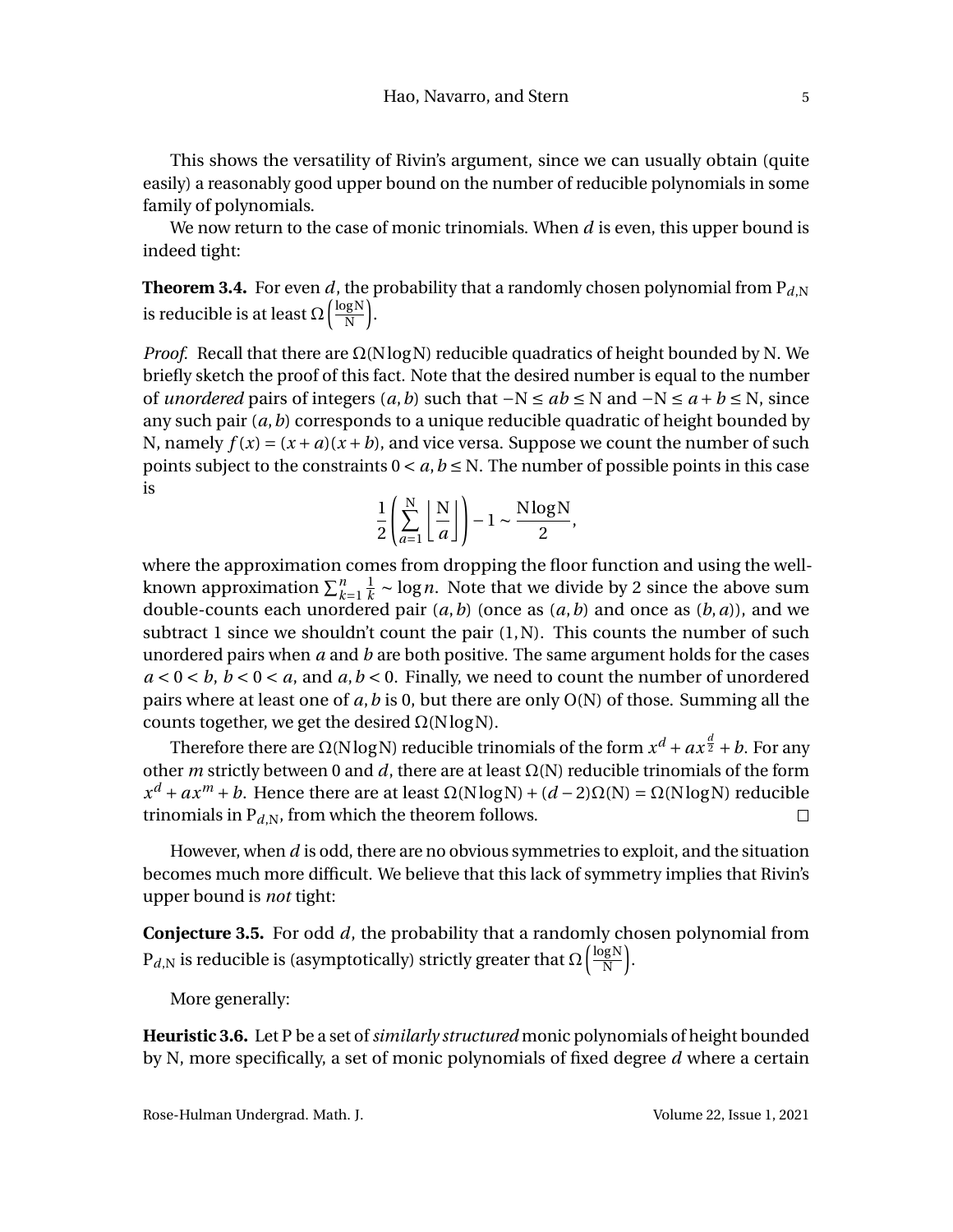This shows the versatility of Rivin's argument, since we can usually obtain (quite easily) a reasonably good upper bound on the number of reducible polynomials in some family of polynomials.

We now return to the case of monic trinomials. When $d$ is even, this upper bound is indeed tight:

**Theorem 3.4.** For even $d$, the probability that a randomly chosen polynomial from $\mathrm{P}_{d,\mathrm{N}}$ is reducible is at least $\Omega\left(\frac{\log \mathrm{N}}{\mathrm{N}}\right)$.

*Proof.* Recall that there are $\Omega(\mathrm{N}\log\mathrm{N})$ reducible quadratics of height bounded by N. We briefly sketch the proof of this fact. Note that the desired number is equal to the number of *unordered* pairs of integers $(a,b)$ such that $-\mathrm{N} \le ab \le \mathrm{N}$ and $-\mathrm{N} \le a+b \le \mathrm{N}$, since any such pair $(a,b)$ corresponds to a unique reducible quadratic of height bounded by N, namely $f(x) = (x+a)(x+b)$, and vice versa. Suppose we count the number of such points subject to the constraints $0 < a, b \le \mathrm{N}$. The number of possible points in this case is

$$\frac{1}{2}\left(\sum_{a=1}^{\mathrm{N}}\left\lfloor\frac{\mathrm{N}}{a}\right\rfloor\right) - 1 \sim \frac{\mathrm{N}\log\mathrm{N}}{2},$$

where the approximation comes from dropping the floor function and using the well-known approximation $\sum_{k=1}^{n}\frac{1}{k} \sim \log n$. Note that we divide by 2 since the above sum double-counts each unordered pair $(a,b)$ (once as $(a,b)$ and once as $(b,a)$), and we subtract 1 since we shouldn't count the pair $(1,\mathrm{N})$. This counts the number of such unordered pairs when $a$ and $b$ are both positive. The same argument holds for the cases $a<0<b$, $b<0<a$, and $a,b<0$. Finally, we need to count the number of unordered pairs where at least one of $a,b$ is 0, but there are only $\mathrm{O}(\mathrm{N})$ of those. Summing all the counts together, we get the desired $\Omega(\mathrm{N}\log\mathrm{N})$.

Therefore there are $\Omega(\mathrm{N}\log\mathrm{N})$ reducible trinomials of the form $x^d + ax^{\frac{d}{2}} + b$. For any other $m$ strictly between 0 and $d$, there are at least $\Omega(\mathrm{N})$ reducible trinomials of the form $x^d + ax^m + b$. Hence there are at least $\Omega(\mathrm{N}\log\mathrm{N}) + (d-2)\Omega(\mathrm{N}) = \Omega(\mathrm{N}\log\mathrm{N})$ reducible trinomials in $\mathrm{P}_{d,\mathrm{N}}$, from which the theorem follows. ∎

However, when $d$ is odd, there are no obvious symmetries to exploit, and the situation becomes much more difficult. We believe that this lack of symmetry implies that Rivin's upper bound is *not* tight:

**Conjecture 3.5.** For odd $d$, the probability that a randomly chosen polynomial from $\mathrm{P}_{d,\mathrm{N}}$ is reducible is (asymptotically) strictly greater that $\Omega\left(\frac{\log\mathrm{N}}{\mathrm{N}}\right)$.

More generally:

**Heuristic 3.6.** Let P be a set of *similarly structured* monic polynomials of height bounded by N, more specifically, a set of monic polynomials of fixed degree $d$ where a certain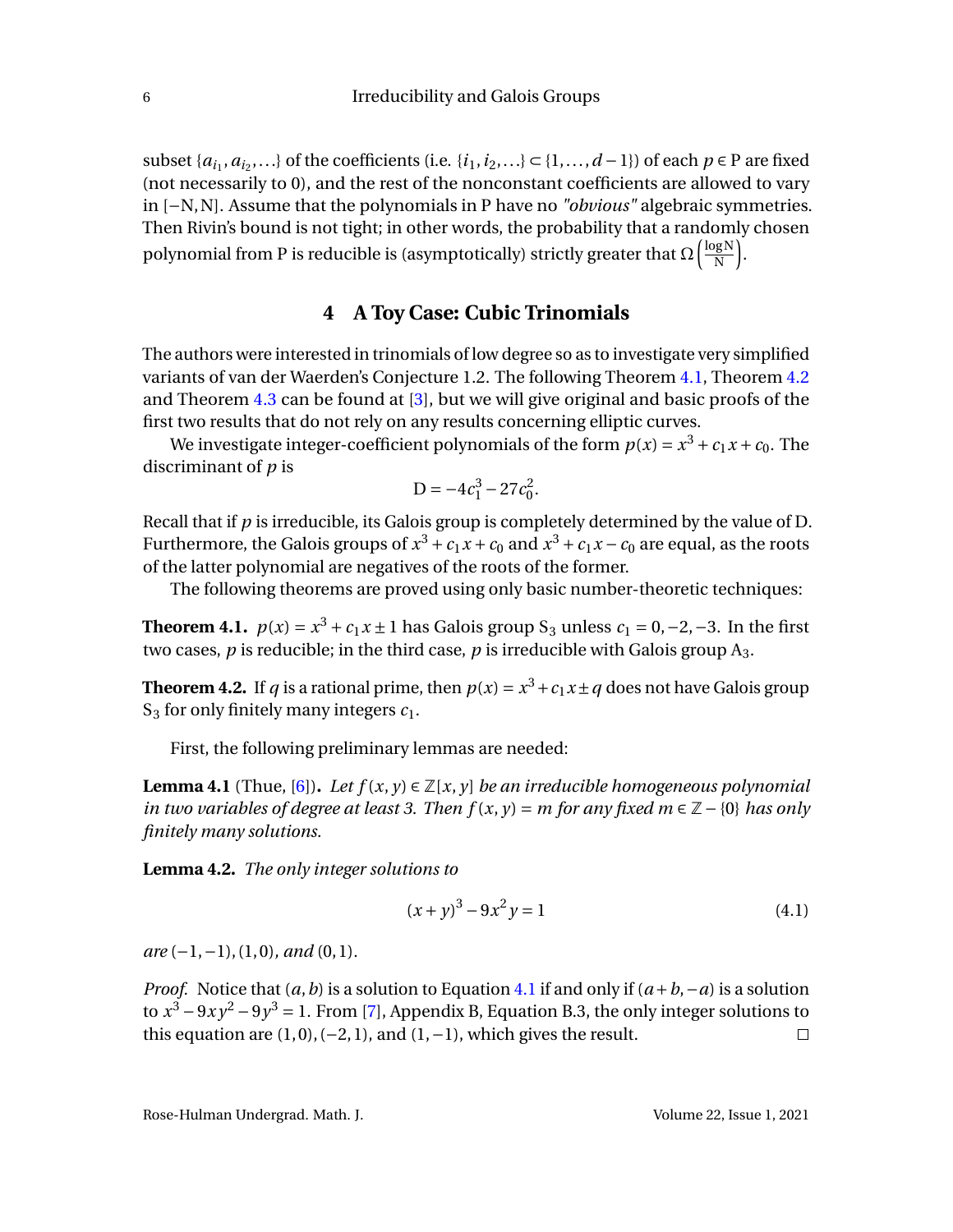subset $\{a_{i_1}, a_{i_2}, \ldots\}$ of the coefficients (i.e. $\{i_1, i_2, \ldots\} \subset \{1, \ldots, d-1\}$) of each $p \in \mathrm{P}$ are fixed (not necessarily to 0), and the rest of the nonconstant coefficients are allowed to vary in $[-\mathrm{N}, \mathrm{N}]$. Assume that the polynomials in P have no *"obvious"* algebraic symmetries. Then Rivin's bound is not tight; in other words, the probability that a randomly chosen polynomial from P is reducible is (asymptotically) strictly greater that $\Omega\left(\frac{\log \mathrm{N}}{\mathrm{N}}\right)$.

## 4 A Toy Case: Cubic Trinomials

The authors were interested in trinomials of low degree so as to investigate very simplified variants of van der Waerden's Conjecture 1.2. The following Theorem 4.1, Theorem 4.2 and Theorem 4.3 can be found at [3], but we will give original and basic proofs of the first two results that do not rely on any results concerning elliptic curves.

We investigate integer-coefficient polynomials of the form $p(x) = x^3 + c_1 x + c_0$. The discriminant of $p$ is

$$\mathrm{D} = -4c_1^3 - 27c_0^2.$$

Recall that if $p$ is irreducible, its Galois group is completely determined by the value of D. Furthermore, the Galois groups of $x^3 + c_1 x + c_0$ and $x^3 + c_1 x - c_0$ are equal, as the roots of the latter polynomial are negatives of the roots of the former.

The following theorems are proved using only basic number-theoretic techniques:

**Theorem 4.1.** $p(x) = x^3 + c_1 x \pm 1$ has Galois group $\mathrm{S}_3$ unless $c_1 = 0, -2, -3$. In the first two cases, $p$ is reducible; in the third case, $p$ is irreducible with Galois group $\mathrm{A}_3$.

**Theorem 4.2.** If $q$ is a rational prime, then $p(x) = x^3 + c_1 x \pm q$ does not have Galois group $\mathrm{S}_3$ for only finitely many integers $c_1$.

First, the following preliminary lemmas are needed:

**Lemma 4.1** (Thue, [6])**.** *Let $f(x, y) \in \mathbb{Z}[x, y]$ be an irreducible homogeneous polynomial in two variables of degree at least 3. Then $f(x, y) = m$ for any fixed $m \in \mathbb{Z} - \{0\}$ has only finitely many solutions.*

**Lemma 4.2.** *The only integer solutions to*

$$(x + y)^3 - 9x^2 y = 1 \tag{4.1}$$

*are $(-1, -1), (1, 0)$, and $(0, 1)$.*

*Proof.* Notice that $(a, b)$ is a solution to Equation 4.1 if and only if $(a + b, -a)$ is a solution to $x^3 - 9xy^2 - 9y^3 = 1$. From [7], Appendix B, Equation B.3, the only integer solutions to this equation are $(1, 0), (-2, 1)$, and $(1, -1)$, which gives the result. $\square$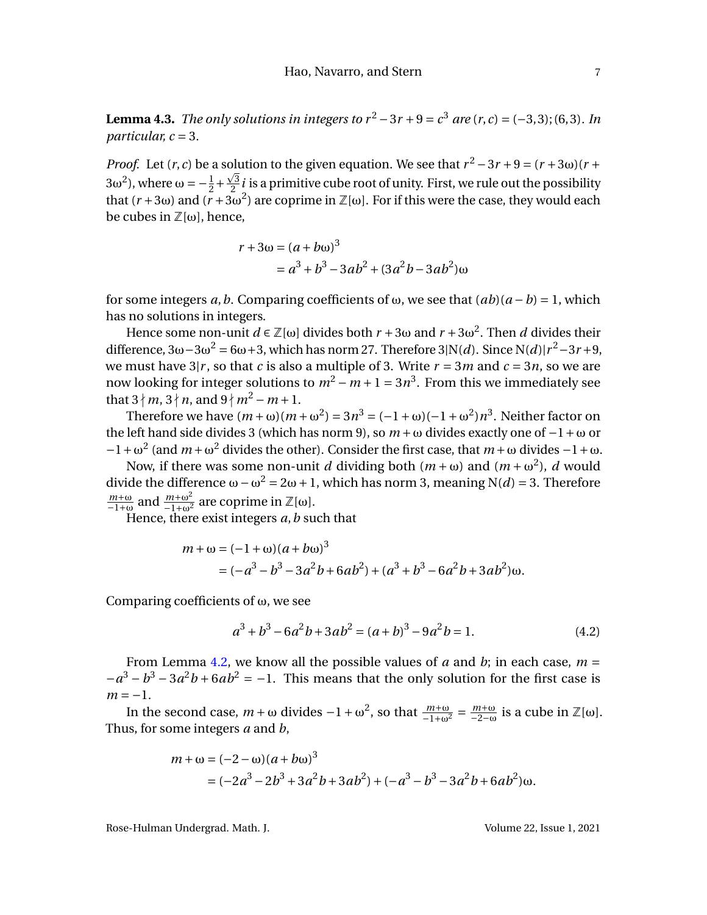**Lemma 4.3.** *The only solutions in integers to $r^2 - 3r + 9 = c^3$ are $(r, c) = (-3, 3); (6, 3)$. In particular, $c = 3$.*

*Proof.* Let $(r, c)$ be a solution to the given equation. We see that $r^2 - 3r + 9 = (r + 3\omega)(r + 3\omega^2)$, where $\omega = -\frac{1}{2} + \frac{\sqrt{3}}{2}i$ is a primitive cube root of unity. First, we rule out the possibility that $(r + 3\omega)$ and $(r + 3\omega^2)$ are coprime in $\mathbb{Z}[\omega]$. For if this were the case, they would each be cubes in $\mathbb{Z}[\omega]$, hence,

$$
\begin{aligned}
r + 3\omega &= (a + b\omega)^3 \\
&= a^3 + b^3 - 3ab^2 + (3a^2b - 3ab^2)\omega
\end{aligned}
$$

for some integers $a, b$. Comparing coefficients of $\omega$, we see that $(ab)(a - b) = 1$, which has no solutions in integers.

Hence some non-unit $d \in \mathbb{Z}[\omega]$ divides both $r + 3\omega$ and $r + 3\omega^2$. Then $d$ divides their difference, $3\omega - 3\omega^2 = 6\omega + 3$, which has norm 27. Therefore $3|\mathrm{N}(d)$. Since $\mathrm{N}(d)|r^2 - 3r + 9$, we must have $3|r$, so that $c$ is also a multiple of 3. Write $r = 3m$ and $c = 3n$, so we are now looking for integer solutions to $m^2 - m + 1 = 3n^3$. From this we immediately see that $3 \nmid m$, $3 \nmid n$, and $9 \nmid m^2 - m + 1$.

Therefore we have $(m + \omega)(m + \omega^2) = 3n^3 = (-1 + \omega)(-1 + \omega^2)n^3$. Neither factor on the left hand side divides 3 (which has norm 9), so $m + \omega$ divides exactly one of $-1 + \omega$ or $-1 + \omega^2$ (and $m + \omega^2$ divides the other). Consider the first case, that $m + \omega$ divides $-1 + \omega$.

Now, if there was some non-unit $d$ dividing both $(m + \omega)$ and $(m + \omega^2)$, $d$ would divide the difference $\omega - \omega^2 = 2\omega + 1$, which has norm 3, meaning $\mathrm{N}(d) = 3$. Therefore $\frac{m+\omega}{-1+\omega}$ and $\frac{m+\omega^2}{-1+\omega^2}$ are coprime in $\mathbb{Z}[\omega]$.

Hence, there exist integers $a, b$ such that

$$
\begin{aligned}
m + \omega &= (-1 + \omega)(a + b\omega)^3 \\
&= (-a^3 - b^3 - 3a^2b + 6ab^2) + (a^3 + b^3 - 6a^2b + 3ab^2)\omega.
\end{aligned}
$$

Comparing coefficients of $\omega$, we see

$$
a^3 + b^3 - 6a^2b + 3ab^2 = (a + b)^3 - 9a^2b = 1. \tag{4.2}
$$

From Lemma 4.2, we know all the possible values of $a$ and $b$; in each case, $m = -a^3 - b^3 - 3a^2b + 6ab^2 = -1$. This means that the only solution for the first case is $m = -1$.

In the second case, $m + \omega$ divides $-1 + \omega^2$, so that $\frac{m+\omega}{-1+\omega^2} = \frac{m+\omega}{-2-\omega}$ is a cube in $\mathbb{Z}[\omega]$. Thus, for some integers $a$ and $b$,

$$
\begin{aligned}
m + \omega &= (-2 - \omega)(a + b\omega)^3 \\
&= (-2a^3 - 2b^3 + 3a^2b + 3ab^2) + (-a^3 - b^3 - 3a^2b + 6ab^2)\omega.
\end{aligned}
$$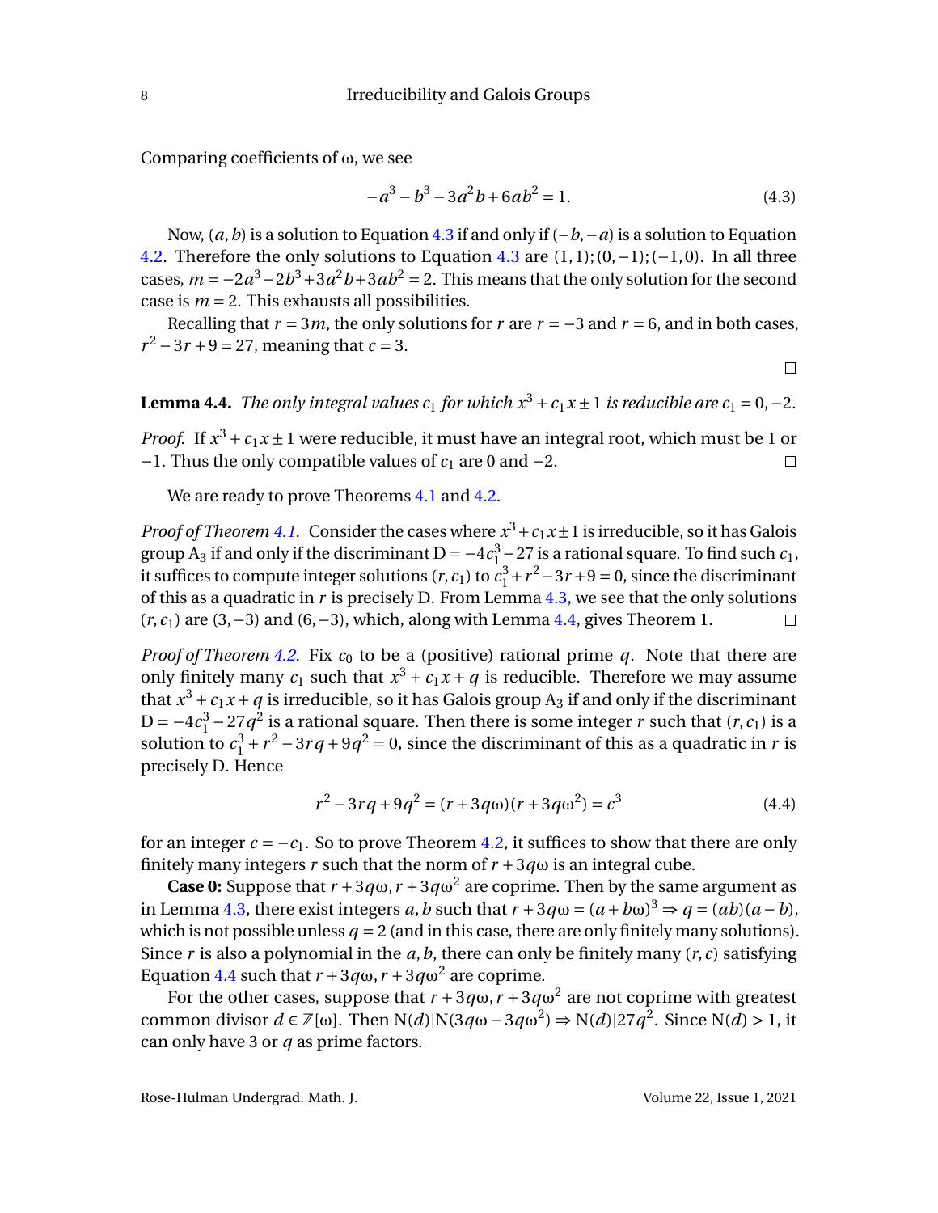Comparing coefficients of ω, we see

$$-a^3 - b^3 - 3a^2b + 6ab^2 = 1. \tag{4.3}$$

Now, $(a, b)$ is a solution to Equation 4.3 if and only if $(-b, -a)$ is a solution to Equation 4.2. Therefore the only solutions to Equation 4.3 are $(1,1); (0,-1); (-1,0)$. In all three cases, $m = -2a^3 - 2b^3 + 3a^2b + 3ab^2 = 2$. This means that the only solution for the second case is $m = 2$. This exhausts all possibilities.

Recalling that $r = 3m$, the only solutions for $r$ are $r = -3$ and $r = 6$, and in both cases, $r^2 - 3r + 9 = 27$, meaning that $c = 3$.

□

**Lemma 4.4.** *The only integral values $c_1$ for which $x^3 + c_1x \pm 1$ is reducible are $c_1 = 0, -2$.*

*Proof.* If $x^3 + c_1x \pm 1$ were reducible, it must have an integral root, which must be 1 or $-1$. Thus the only compatible values of $c_1$ are 0 and $-2$. □

We are ready to prove Theorems 4.1 and 4.2.

*Proof of Theorem 4.1.* Consider the cases where $x^3 + c_1x \pm 1$ is irreducible, so it has Galois group $A_3$ if and only if the discriminant $D = -4c_1^3 - 27$ is a rational square. To find such $c_1$, it suffices to compute integer solutions $(r, c_1)$ to $c_1^3 + r^2 - 3r + 9 = 0$, since the discriminant of this as a quadratic in $r$ is precisely D. From Lemma 4.3, we see that the only solutions $(r, c_1)$ are $(3, -3)$ and $(6, -3)$, which, along with Lemma 4.4, gives Theorem 1. □

*Proof of Theorem 4.2.* Fix $c_0$ to be a (positive) rational prime $q$. Note that there are only finitely many $c_1$ such that $x^3 + c_1x + q$ is reducible. Therefore we may assume that $x^3 + c_1x + q$ is irreducible, so it has Galois group $A_3$ if and only if the discriminant $D = -4c_1^3 - 27q^2$ is a rational square. Then there is some integer $r$ such that $(r, c_1)$ is a solution to $c_1^3 + r^2 - 3rq + 9q^2 = 0$, since the discriminant of this as a quadratic in $r$ is precisely D. Hence

$$r^2 - 3rq + 9q^2 = (r + 3q\omega)(r + 3q\omega^2) = c^3 \tag{4.4}$$

for an integer $c = -c_1$. So to prove Theorem 4.2, it suffices to show that there are only finitely many integers $r$ such that the norm of $r + 3q\omega$ is an integral cube.

**Case 0:** Suppose that $r + 3q\omega, r + 3q\omega^2$ are coprime. Then by the same argument as in Lemma 4.3, there exist integers $a, b$ such that $r + 3q\omega = (a + b\omega)^3 \Rightarrow q = (ab)(a - b)$, which is not possible unless $q = 2$ (and in this case, there are only finitely many solutions). Since $r$ is also a polynomial in the $a, b$, there can only be finitely many $(r, c)$ satisfying Equation 4.4 such that $r + 3q\omega, r + 3q\omega^2$ are coprime.

For the other cases, suppose that $r + 3q\omega, r + 3q\omega^2$ are not coprime with greatest common divisor $d \in \mathbb{Z}[\omega]$. Then $N(d) | N(3q\omega - 3q\omega^2) \Rightarrow N(d) | 27q^2$. Since $N(d) > 1$, it can only have 3 or $q$ as prime factors.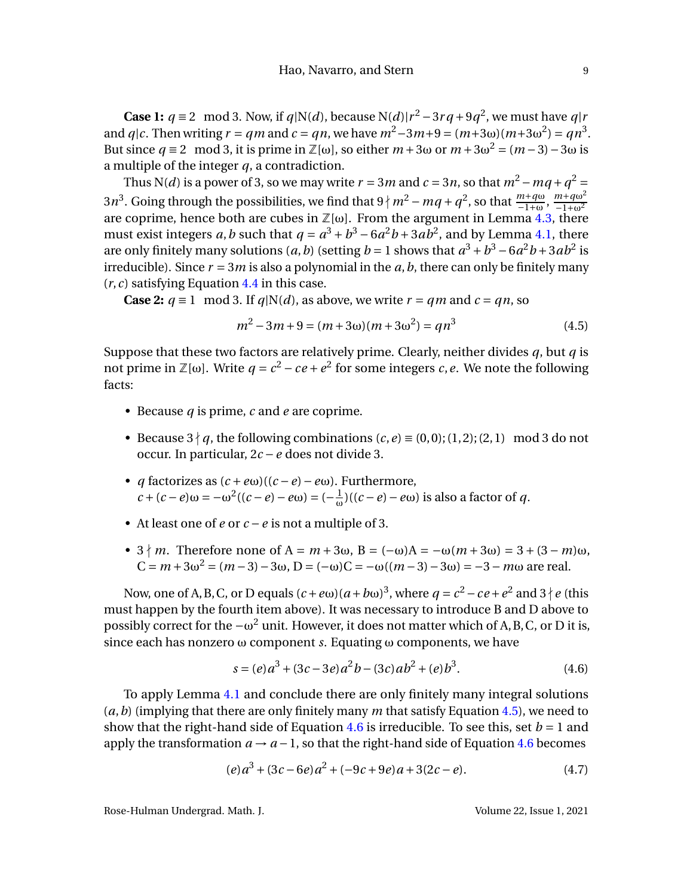**Case 1:** $q \equiv 2 \mod 3$. Now, if $q | \mathrm{N}(d)$, because $\mathrm{N}(d) | r^2 - 3rq + 9q^2$, we must have $q | r$ and $q | c$. Then writing $r = qm$ and $c = qn$, we have $m^2 - 3m + 9 = (m+3\omega)(m+3\omega^2) = qn^3$. But since $q \equiv 2 \mod 3$, it is prime in $\mathbb{Z}[\omega]$, so either $m + 3\omega$ or $m + 3\omega^2 = (m-3) - 3\omega$ is a multiple of the integer $q$, a contradiction.

Thus $\mathrm{N}(d)$ is a power of 3, so we may write $r = 3m$ and $c = 3n$, so that $m^2 - mq + q^2 = 3n^3$. Going through the possibilities, we find that $9 \nmid m^2 - mq + q^2$, so that $\frac{m+q\omega}{-1+\omega}$, $\frac{m+q\omega^2}{-1+\omega^2}$ are coprime, hence both are cubes in $\mathbb{Z}[\omega]$. From the argument in Lemma 4.3, there must exist integers $a, b$ such that $q = a^3 + b^3 - 6a^2b + 3ab^2$, and by Lemma 4.1, there are only finitely many solutions $(a, b)$ (setting $b = 1$ shows that $a^3 + b^3 - 6a^2b + 3ab^2$ is irreducible). Since $r = 3m$ is also a polynomial in the $a, b$, there can only be finitely many $(r, c)$ satisfying Equation 4.4 in this case.

**Case 2:** $q \equiv 1 \mod 3$. If $q | \mathrm{N}(d)$, as above, we write $r = qm$ and $c = qn$, so

$$m^2 - 3m + 9 = (m + 3\omega)(m + 3\omega^2) = qn^3 \tag{4.5}$$

Suppose that these two factors are relatively prime. Clearly, neither divides $q$, but $q$ is not prime in $\mathbb{Z}[\omega]$. Write $q = c^2 - ce + e^2$ for some integers $c, e$. We note the following facts:

- Because $q$ is prime, $c$ and $e$ are coprime.
- Because $3 \nmid q$, the following combinations $(c, e) \equiv (0,0); (1,2); (2,1) \mod 3$ do not occur. In particular, $2c - e$ does not divide 3.
- $q$ factorizes as $(c + e\omega)((c-e) - e\omega)$. Furthermore, $c + (c-e)\omega = -\omega^2((c-e) - e\omega) = (-\frac{1}{\omega})((c-e) - e\omega)$ is also a factor of $q$.
- At least one of $e$ or $c - e$ is not a multiple of 3.
- $3 \nmid m$. Therefore none of $\mathrm{A} = m + 3\omega$, $\mathrm{B} = (-\omega)\mathrm{A} = -\omega(m + 3\omega) = 3 + (3 - m)\omega$, $\mathrm{C} = m + 3\omega^2 = (m-3) - 3\omega$, $\mathrm{D} = (-\omega)\mathrm{C} = -\omega((m-3) - 3\omega) = -3 - m\omega$ are real.

Now, one of A, B, C, or D equals $(c + e\omega)(a + b\omega)^3$, where $q = c^2 - ce + e^2$ and $3 \nmid e$ (this must happen by the fourth item above). It was necessary to introduce B and D above to possibly correct for the $-\omega^2$ unit. However, it does not matter which of A, B, C, or D it is, since each has nonzero $\omega$ component $s$. Equating $\omega$ components, we have

$$s = (e)a^3 + (3c - 3e)a^2b - (3c)ab^2 + (e)b^3. \tag{4.6}$$

To apply Lemma 4.1 and conclude there are only finitely many integral solutions $(a, b)$ (implying that there are only finitely many $m$ that satisfy Equation 4.5), we need to show that the right-hand side of Equation 4.6 is irreducible. To see this, set $b = 1$ and apply the transformation $a \to a - 1$, so that the right-hand side of Equation 4.6 becomes

$$(e)a^3 + (3c - 6e)a^2 + (-9c + 9e)a + 3(2c - e). \tag{4.7}$$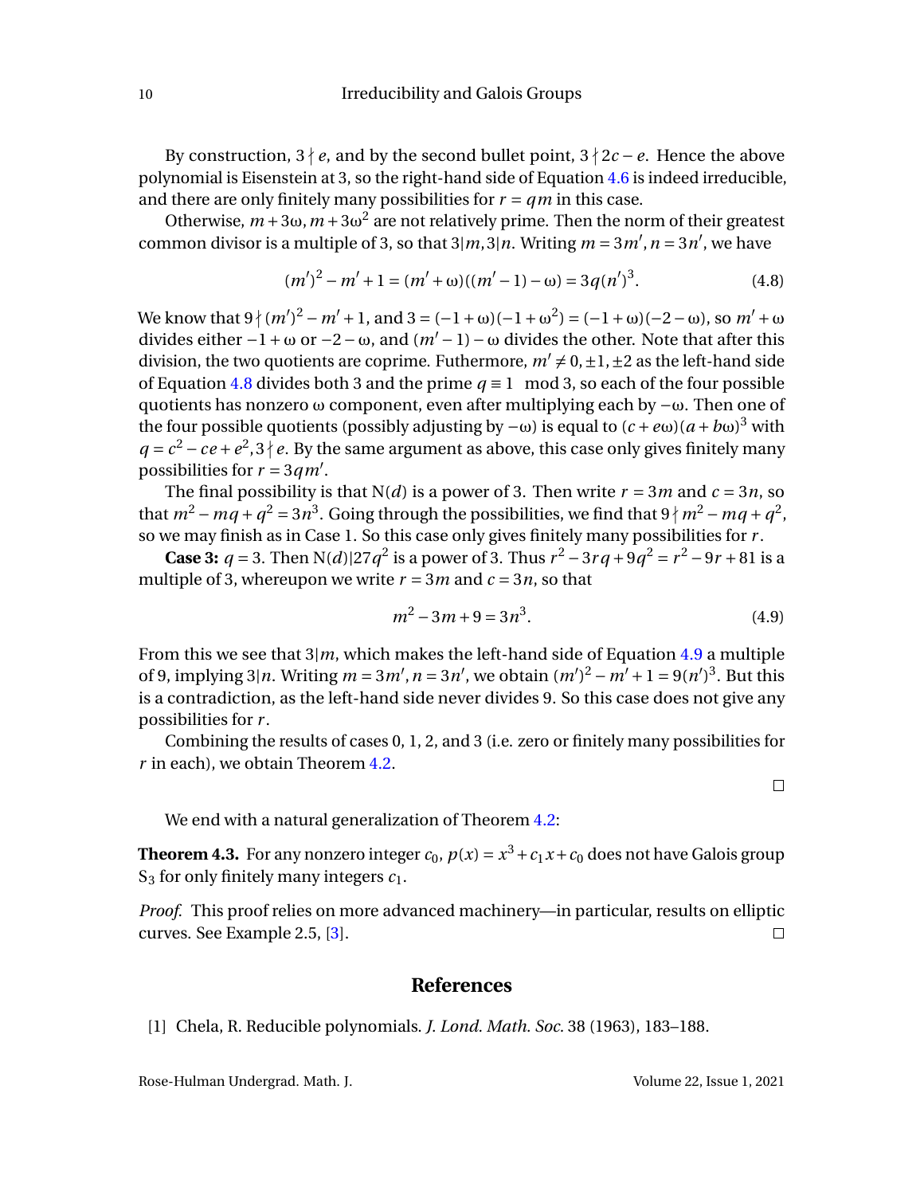By construction, $3 \nmid e$, and by the second bullet point, $3 \nmid 2c - e$. Hence the above polynomial is Eisenstein at 3, so the right-hand side of Equation 4.6 is indeed irreducible, and there are only finitely many possibilities for $r = qm$ in this case.

Otherwise, $m + 3\omega, m + 3\omega^2$ are not relatively prime. Then the norm of their greatest common divisor is a multiple of 3, so that $3|m, 3|n$. Writing $m = 3m', n = 3n'$, we have

$$(m')^2 - m' + 1 = (m' + \omega)((m' - 1) - \omega) = 3q(n')^3. \tag{4.8}$$

We know that $9 \nmid (m')^2 - m' + 1$, and $3 = (-1+\omega)(-1+\omega^2) = (-1+\omega)(-2-\omega)$, so $m' + \omega$ divides either $-1+\omega$ or $-2-\omega$, and $(m'-1)-\omega$ divides the other. Note that after this division, the two quotients are coprime. Futhermore, $m' \neq 0, \pm 1, \pm 2$ as the left-hand side of Equation 4.8 divides both 3 and the prime $q \equiv 1 \mod 3$, so each of the four possible quotients has nonzero $\omega$ component, even after multiplying each by $-\omega$. Then one of the four possible quotients (possibly adjusting by $-\omega$) is equal to $(c + e\omega)(a + b\omega)^3$ with $q = c^2 - ce + e^2, 3 \nmid e$. By the same argument as above, this case only gives finitely many possibilities for $r = 3qm'$.

The final possibility is that $\mathrm{N}(d)$ is a power of 3. Then write $r = 3m$ and $c = 3n$, so that $m^2 - mq + q^2 = 3n^3$. Going through the possibilities, we find that $9 \nmid m^2 - mq + q^2$, so we may finish as in Case 1. So this case only gives finitely many possibilities for $r$.

**Case 3:** $q = 3$. Then $\mathrm{N}(d)|27q^2$ is a power of 3. Thus $r^2 - 3rq + 9q^2 = r^2 - 9r + 81$ is a multiple of 3, whereupon we write $r = 3m$ and $c = 3n$, so that

$$m^2 - 3m + 9 = 3n^3. \tag{4.9}$$

From this we see that $3|m$, which makes the left-hand side of Equation 4.9 a multiple of 9, implying $3|n$. Writing $m = 3m', n = 3n'$, we obtain $(m')^2 - m' + 1 = 9(n')^3$. But this is a contradiction, as the left-hand side never divides 9. So this case does not give any possibilities for $r$.

Combining the results of cases 0, 1, 2, and 3 (i.e. zero or finitely many possibilities for $r$ in each), we obtain Theorem 4.2.

□

We end with a natural generalization of Theorem 4.2:

**Theorem 4.3.** For any nonzero integer $c_0$, $p(x) = x^3 + c_1x + c_0$ does not have Galois group $S_3$ for only finitely many integers $c_1$.

*Proof.* This proof relies on more advanced machinery—in particular, results on elliptic curves. See Example 2.5, [3]. □

## References

[1] Chela, R. Reducible polynomials. *J. Lond. Math. Soc.* 38 (1963), 183–188.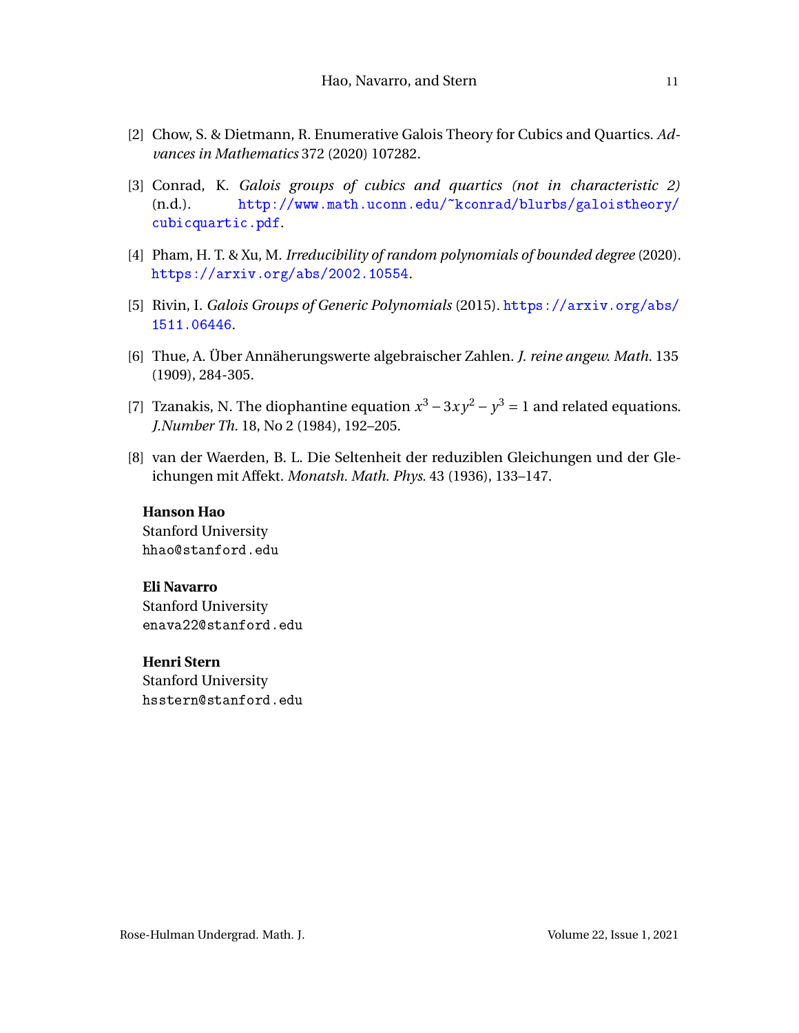[2] Chow, S. & Dietmann, R. Enumerative Galois Theory for Cubics and Quartics. *Advances in Mathematics* 372 (2020) 107282.

[3] Conrad, K. *Galois groups of cubics and quartics (not in characteristic 2)* (n.d.). http://www.math.uconn.edu/~kconrad/blurbs/galoistheory/cubicquartic.pdf.

[4] Pham, H. T. & Xu, M. *Irreducibility of random polynomials of bounded degree* (2020). https://arxiv.org/abs/2002.10554.

[5] Rivin, I. *Galois Groups of Generic Polynomials* (2015). https://arxiv.org/abs/1511.06446.

[6] Thue, A. Über Annäherungswerte algebraischer Zahlen. *J. reine angew. Math.* 135 (1909), 284-305.

[7] Tzanakis, N. The diophantine equation $x^3 - 3xy^2 - y^3 = 1$ and related equations. *J.Number Th.* 18, No 2 (1984), 192–205.

[8] van der Waerden, B. L. Die Seltenheit der reduziblen Gleichungen und der Gleichungen mit Affekt. *Monatsh. Math. Phys.* 43 (1936), 133–147.

**Hanson Hao**
Stanford University
hhao@stanford.edu

**Eli Navarro**
Stanford University
enava22@stanford.edu

**Henri Stern**
Stanford University
hsstern@stanford.edu